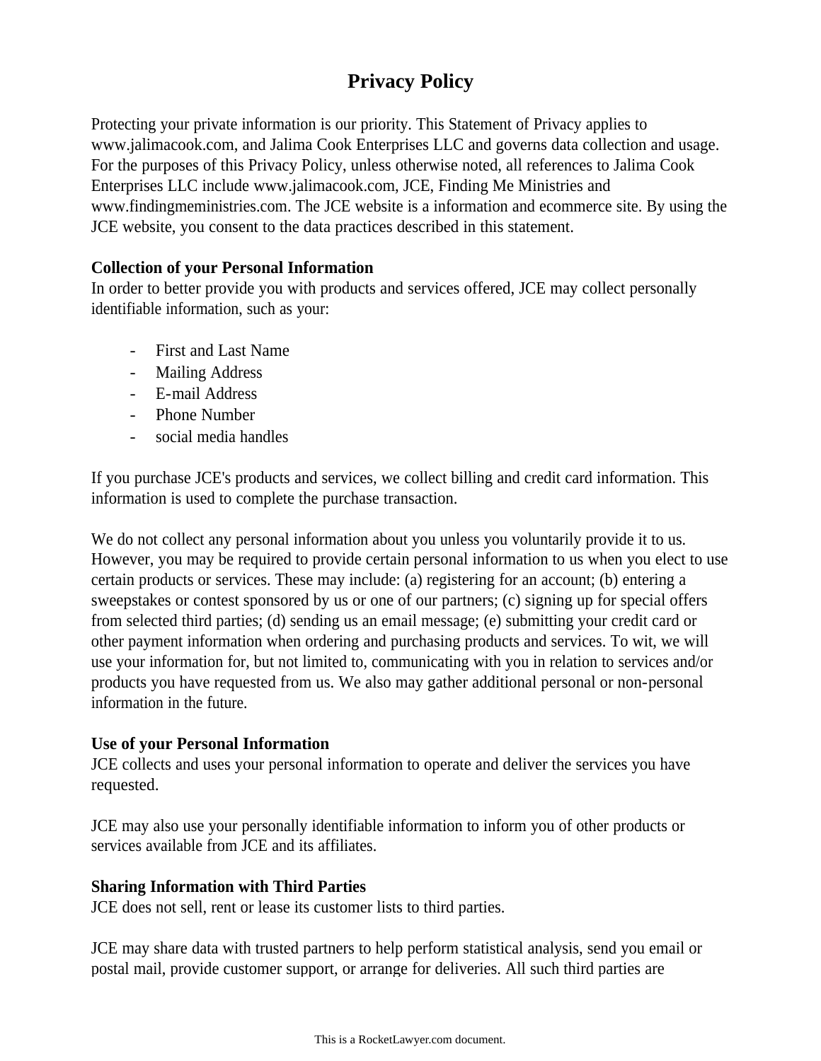# Privacy Policy

Protecting your private information is our priority. This Statement of Privacy applies to www.jalimacook.com, and Jalima Cook Enterprises LLC and governs data collection and usage. For the purposes of this Privacy Policy, unless otherwise noted, all references to Jalima Cook Enterprises LLC include www.jalimacook.com, JCE, Finding Me Ministries and www.findingmeministries.com. The JCE website is a information and ecommerce site. By using the JCE website, you consent to the data practices described in this statement.

**Collection of your Personal Information**
In order to better provide you with products and services offered, JCE may collect personally identifiable information, such as your:

- First and Last Name
- Mailing Address
- E-mail Address
- Phone Number
- social media handles

If you purchase JCE's products and services, we collect billing and credit card information. This information is used to complete the purchase transaction.

We do not collect any personal information about you unless you voluntarily provide it to us. However, you may be required to provide certain personal information to us when you elect to use certain products or services. These may include: (a) registering for an account; (b) entering a sweepstakes or contest sponsored by us or one of our partners; (c) signing up for special offers from selected third parties; (d) sending us an email message; (e) submitting your credit card or other payment information when ordering and purchasing products and services. To wit, we will use your information for, but not limited to, communicating with you in relation to services and/or products you have requested from us. We also may gather additional personal or non-personal information in the future.

**Use of your Personal Information**
JCE collects and uses your personal information to operate and deliver the services you have requested.

JCE may also use your personally identifiable information to inform you of other products or services available from JCE and its affiliates.

**Sharing Information with Third Parties**
JCE does not sell, rent or lease its customer lists to third parties.

JCE may share data with trusted partners to help perform statistical analysis, send you email or postal mail, provide customer support, or arrange for deliveries. All such third parties are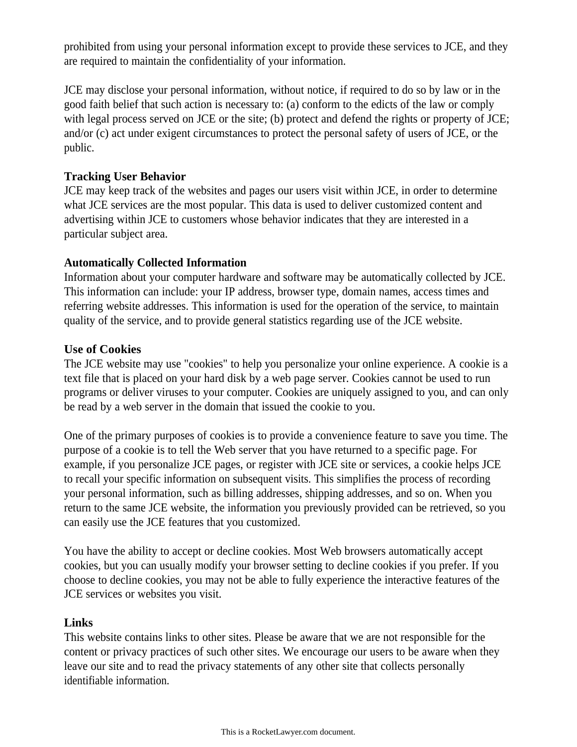prohibited from using your personal information except to provide these services to JCE, and they are required to maintain the confidentiality of your information.

JCE may disclose your personal information, without notice, if required to do so by law or in the good faith belief that such action is necessary to: (a) conform to the edicts of the law or comply with legal process served on JCE or the site; (b) protect and defend the rights or property of JCE; and/or (c) act under exigent circumstances to protect the personal safety of users of JCE, or the public.

**Tracking User Behavior**
JCE may keep track of the websites and pages our users visit within JCE, in order to determine what JCE services are the most popular. This data is used to deliver customized content and advertising within JCE to customers whose behavior indicates that they are interested in a particular subject area.

**Automatically Collected Information**
Information about your computer hardware and software may be automatically collected by JCE. This information can include: your IP address, browser type, domain names, access times and referring website addresses. This information is used for the operation of the service, to maintain quality of the service, and to provide general statistics regarding use of the JCE website.

**Use of Cookies**
The JCE website may use "cookies" to help you personalize your online experience. A cookie is a text file that is placed on your hard disk by a web page server. Cookies cannot be used to run programs or deliver viruses to your computer. Cookies are uniquely assigned to you, and can only be read by a web server in the domain that issued the cookie to you.

One of the primary purposes of cookies is to provide a convenience feature to save you time. The purpose of a cookie is to tell the Web server that you have returned to a specific page. For example, if you personalize JCE pages, or register with JCE site or services, a cookie helps JCE to recall your specific information on subsequent visits. This simplifies the process of recording your personal information, such as billing addresses, shipping addresses, and so on. When you return to the same JCE website, the information you previously provided can be retrieved, so you can easily use the JCE features that you customized.

You have the ability to accept or decline cookies. Most Web browsers automatically accept cookies, but you can usually modify your browser setting to decline cookies if you prefer. If you choose to decline cookies, you may not be able to fully experience the interactive features of the JCE services or websites you visit.

**Links**
This website contains links to other sites. Please be aware that we are not responsible for the content or privacy practices of such other sites. We encourage our users to be aware when they leave our site and to read the privacy statements of any other site that collects personally identifiable information.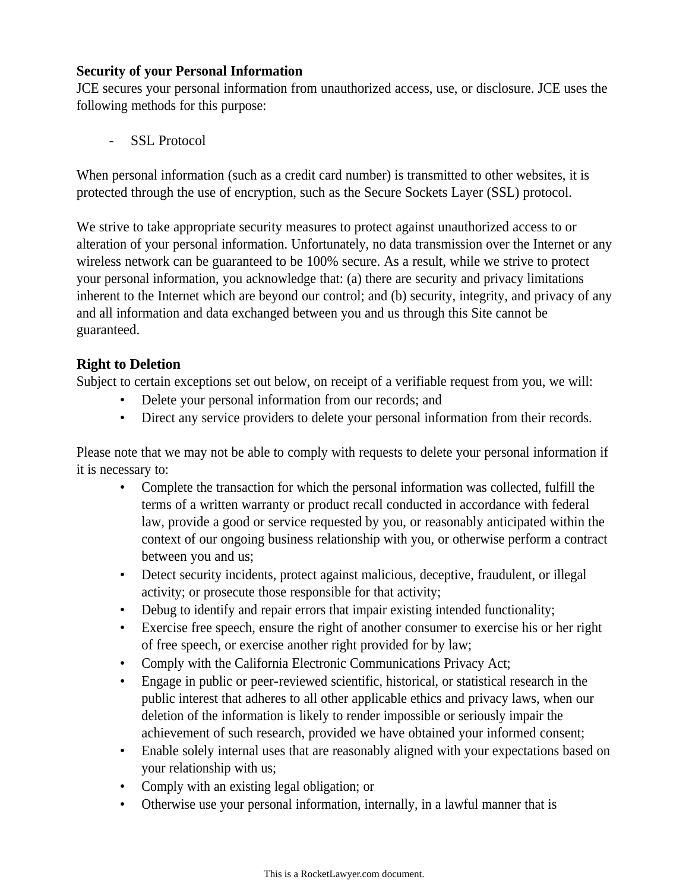**Security of your Personal Information**

JCE secures your personal information from unauthorized access, use, or disclosure. JCE uses the following methods for this purpose:

- SSL Protocol

When personal information (such as a credit card number) is transmitted to other websites, it is protected through the use of encryption, such as the Secure Sockets Layer (SSL) protocol.

We strive to take appropriate security measures to protect against unauthorized access to or alteration of your personal information. Unfortunately, no data transmission over the Internet or any wireless network can be guaranteed to be 100% secure. As a result, while we strive to protect your personal information, you acknowledge that: (a) there are security and privacy limitations inherent to the Internet which are beyond our control; and (b) security, integrity, and privacy of any and all information and data exchanged between you and us through this Site cannot be guaranteed.

**Right to Deletion**

Subject to certain exceptions set out below, on receipt of a verifiable request from you, we will:

- Delete your personal information from our records; and
- Direct any service providers to delete your personal information from their records.

Please note that we may not be able to comply with requests to delete your personal information if it is necessary to:

- Complete the transaction for which the personal information was collected, fulfill the terms of a written warranty or product recall conducted in accordance with federal law, provide a good or service requested by you, or reasonably anticipated within the context of our ongoing business relationship with you, or otherwise perform a contract between you and us;
- Detect security incidents, protect against malicious, deceptive, fraudulent, or illegal activity; or prosecute those responsible for that activity;
- Debug to identify and repair errors that impair existing intended functionality;
- Exercise free speech, ensure the right of another consumer to exercise his or her right of free speech, or exercise another right provided for by law;
- Comply with the California Electronic Communications Privacy Act;
- Engage in public or peer-reviewed scientific, historical, or statistical research in the public interest that adheres to all other applicable ethics and privacy laws, when our deletion of the information is likely to render impossible or seriously impair the achievement of such research, provided we have obtained your informed consent;
- Enable solely internal uses that are reasonably aligned with your expectations based on your relationship with us;
- Comply with an existing legal obligation; or
- Otherwise use your personal information, internally, in a lawful manner that is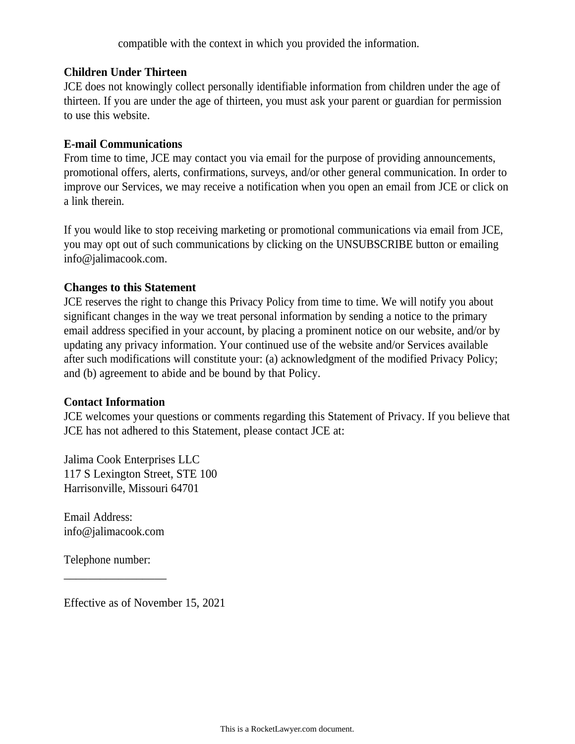compatible with the context in which you provided the information.

**Children Under Thirteen**
JCE does not knowingly collect personally identifiable information from children under the age of thirteen. If you are under the age of thirteen, you must ask your parent or guardian for permission to use this website.

**E-mail Communications**
From time to time, JCE may contact you via email for the purpose of providing announcements, promotional offers, alerts, confirmations, surveys, and/or other general communication. In order to improve our Services, we may receive a notification when you open an email from JCE or click on a link therein.

If you would like to stop receiving marketing or promotional communications via email from JCE, you may opt out of such communications by clicking on the UNSUBSCRIBE button or emailing info@jalimacook.com.

**Changes to this Statement**
JCE reserves the right to change this Privacy Policy from time to time. We will notify you about significant changes in the way we treat personal information by sending a notice to the primary email address specified in your account, by placing a prominent notice on our website, and/or by updating any privacy information. Your continued use of the website and/or Services available after such modifications will constitute your: (a) acknowledgment of the modified Privacy Policy; and (b) agreement to abide and be bound by that Policy.

**Contact Information**
JCE welcomes your questions or comments regarding this Statement of Privacy. If you believe that JCE has not adhered to this Statement, please contact JCE at:

Jalima Cook Enterprises LLC
117 S Lexington Street, STE 100
Harrisonville, Missouri 64701

Email Address:
info@jalimacook.com

Telephone number:
\_\_\_\_\_\_\_\_\_\_\_\_\_\_\_\_\_\_

Effective as of November 15, 2021

This is a RocketLawyer.com document.